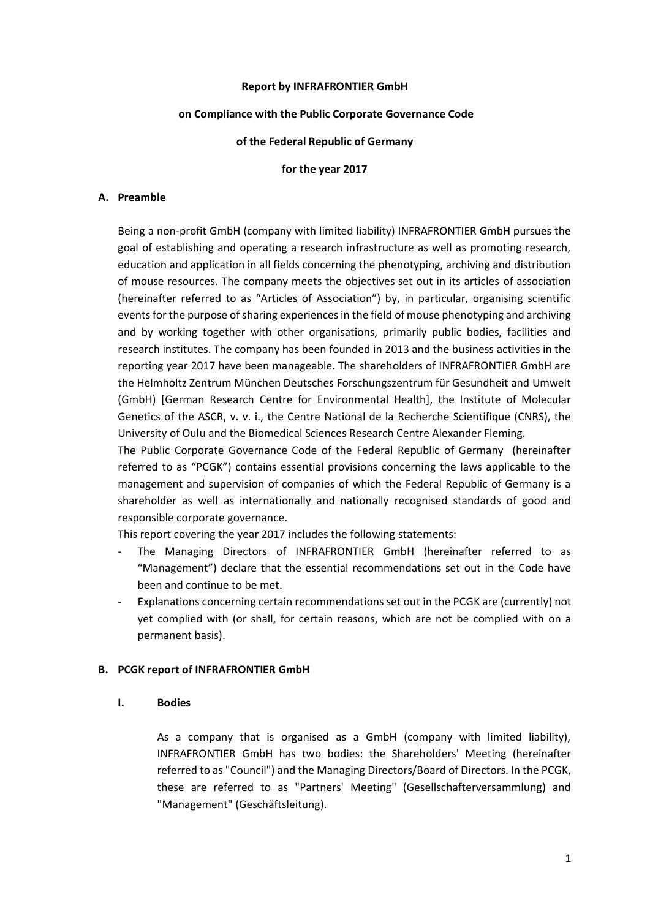**Report by INFRAFRONTIER GmbH**

**on Compliance with the Public Corporate Governance Code**

**of the Federal Republic of Germany**

**for the year 2017**

## A. Preamble

Being a non-profit GmbH (company with limited liability) INFRAFRONTIER GmbH pursues the goal of establishing and operating a research infrastructure as well as promoting research, education and application in all fields concerning the phenotyping, archiving and distribution of mouse resources. The company meets the objectives set out in its articles of association (hereinafter referred to as "Articles of Association") by, in particular, organising scientific events for the purpose of sharing experiences in the field of mouse phenotyping and archiving and by working together with other organisations, primarily public bodies, facilities and research institutes. The company has been founded in 2013 and the business activities in the reporting year 2017 have been manageable. The shareholders of INFRAFRONTIER GmbH are the Helmholtz Zentrum München Deutsches Forschungszentrum für Gesundheit and Umwelt (GmbH) [German Research Centre for Environmental Health], the Institute of Molecular Genetics of the ASCR, v. v. i., the Centre National de la Recherche Scientifique (CNRS), the University of Oulu and the Biomedical Sciences Research Centre Alexander Fleming.

The Public Corporate Governance Code of the Federal Republic of Germany (hereinafter referred to as "PCGK") contains essential provisions concerning the laws applicable to the management and supervision of companies of which the Federal Republic of Germany is a shareholder as well as internationally and nationally recognised standards of good and responsible corporate governance.

This report covering the year 2017 includes the following statements:

- The Managing Directors of INFRAFRONTIER GmbH (hereinafter referred to as "Management") declare that the essential recommendations set out in the Code have been and continue to be met.
- Explanations concerning certain recommendations set out in the PCGK are (currently) not yet complied with (or shall, for certain reasons, which are not be complied with on a permanent basis).

## B. PCGK report of INFRAFRONTIER GmbH

### I. Bodies

As a company that is organised as a GmbH (company with limited liability), INFRAFRONTIER GmbH has two bodies: the Shareholders' Meeting (hereinafter referred to as "Council") and the Managing Directors/Board of Directors. In the PCGK, these are referred to as "Partners' Meeting" (Gesellschafterversammlung) and "Management" (Geschäftsleitung).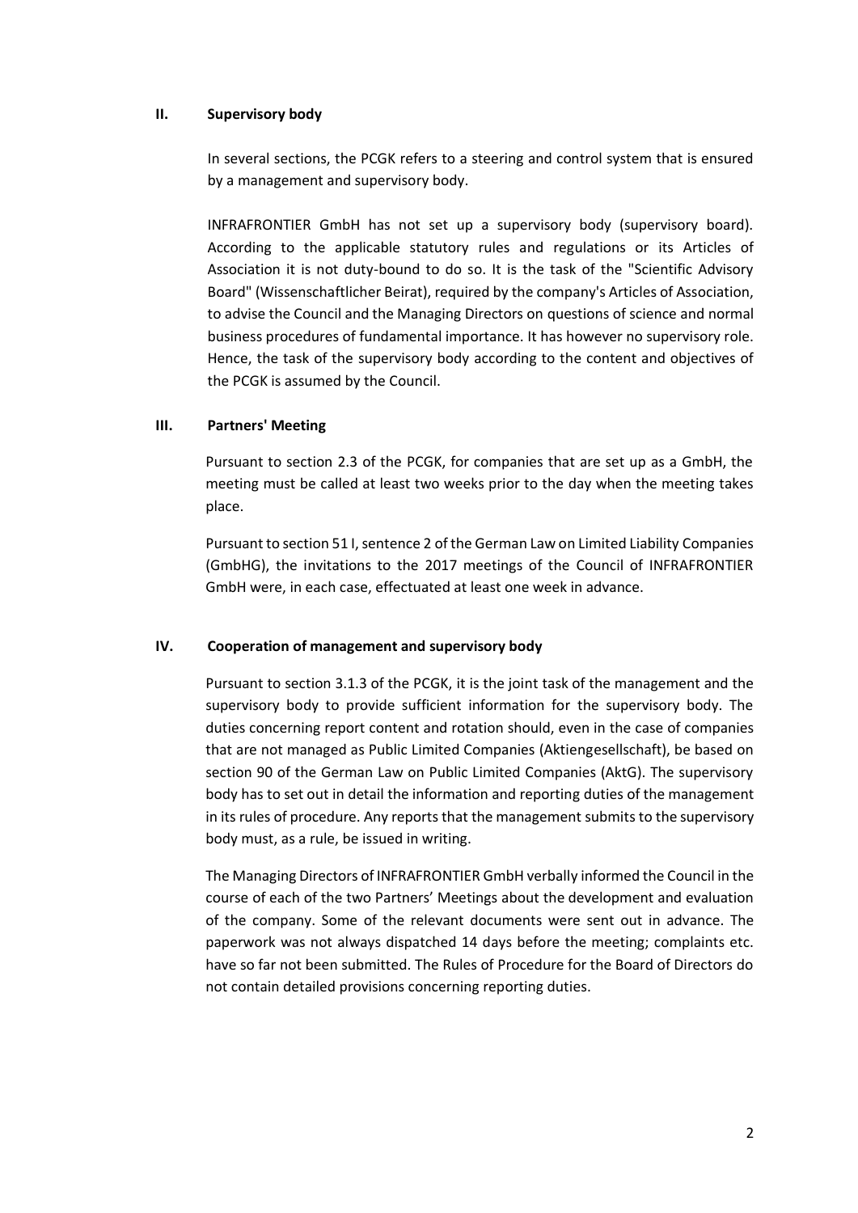## II. Supervisory body

In several sections, the PCGK refers to a steering and control system that is ensured by a management and supervisory body.

INFRAFRONTIER GmbH has not set up a supervisory body (supervisory board). According to the applicable statutory rules and regulations or its Articles of Association it is not duty-bound to do so. It is the task of the "Scientific Advisory Board" (Wissenschaftlicher Beirat), required by the company's Articles of Association, to advise the Council and the Managing Directors on questions of science and normal business procedures of fundamental importance. It has however no supervisory role. Hence, the task of the supervisory body according to the content and objectives of the PCGK is assumed by the Council.

## III. Partners' Meeting

Pursuant to section 2.3 of the PCGK, for companies that are set up as a GmbH, the meeting must be called at least two weeks prior to the day when the meeting takes place.

Pursuant to section 51 I, sentence 2 of the German Law on Limited Liability Companies (GmbHG), the invitations to the 2017 meetings of the Council of INFRAFRONTIER GmbH were, in each case, effectuated at least one week in advance.

## IV. Cooperation of management and supervisory body

Pursuant to section 3.1.3 of the PCGK, it is the joint task of the management and the supervisory body to provide sufficient information for the supervisory body. The duties concerning report content and rotation should, even in the case of companies that are not managed as Public Limited Companies (Aktiengesellschaft), be based on section 90 of the German Law on Public Limited Companies (AktG). The supervisory body has to set out in detail the information and reporting duties of the management in its rules of procedure. Any reports that the management submits to the supervisory body must, as a rule, be issued in writing.

The Managing Directors of INFRAFRONTIER GmbH verbally informed the Council in the course of each of the two Partners' Meetings about the development and evaluation of the company. Some of the relevant documents were sent out in advance. The paperwork was not always dispatched 14 days before the meeting; complaints etc. have so far not been submitted. The Rules of Procedure for the Board of Directors do not contain detailed provisions concerning reporting duties.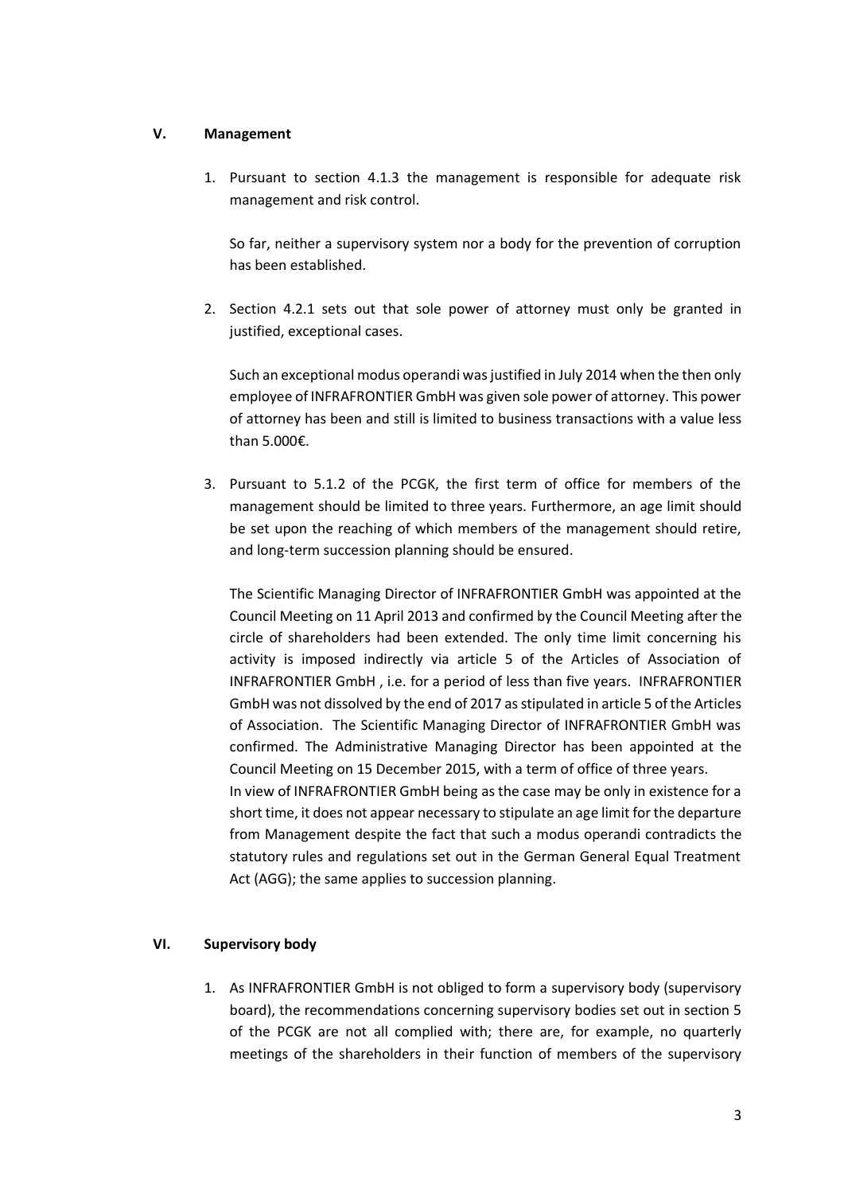## V. Management

1. Pursuant to section 4.1.3 the management is responsible for adequate risk management and risk control.

   So far, neither a supervisory system nor a body for the prevention of corruption has been established.

2. Section 4.2.1 sets out that sole power of attorney must only be granted in justified, exceptional cases.

   Such an exceptional modus operandi was justified in July 2014 when the then only employee of INFRAFRONTIER GmbH was given sole power of attorney. This power of attorney has been and still is limited to business transactions with a value less than 5.000€.

3. Pursuant to 5.1.2 of the PCGK, the first term of office for members of the management should be limited to three years. Furthermore, an age limit should be set upon the reaching of which members of the management should retire, and long-term succession planning should be ensured.

   The Scientific Managing Director of INFRAFRONTIER GmbH was appointed at the Council Meeting on 11 April 2013 and confirmed by the Council Meeting after the circle of shareholders had been extended. The only time limit concerning his activity is imposed indirectly via article 5 of the Articles of Association of INFRAFRONTIER GmbH , i.e. for a period of less than five years. INFRAFRONTIER GmbH was not dissolved by the end of 2017 as stipulated in article 5 of the Articles of Association. The Scientific Managing Director of INFRAFRONTIER GmbH was confirmed. The Administrative Managing Director has been appointed at the Council Meeting on 15 December 2015, with a term of office of three years.
   In view of INFRAFRONTIER GmbH being as the case may be only in existence for a short time, it does not appear necessary to stipulate an age limit for the departure from Management despite the fact that such a modus operandi contradicts the statutory rules and regulations set out in the German General Equal Treatment Act (AGG); the same applies to succession planning.

## VI. Supervisory body

1. As INFRAFRONTIER GmbH is not obliged to form a supervisory body (supervisory board), the recommendations concerning supervisory bodies set out in section 5 of the PCGK are not all complied with; there are, for example, no quarterly meetings of the shareholders in their function of members of the supervisory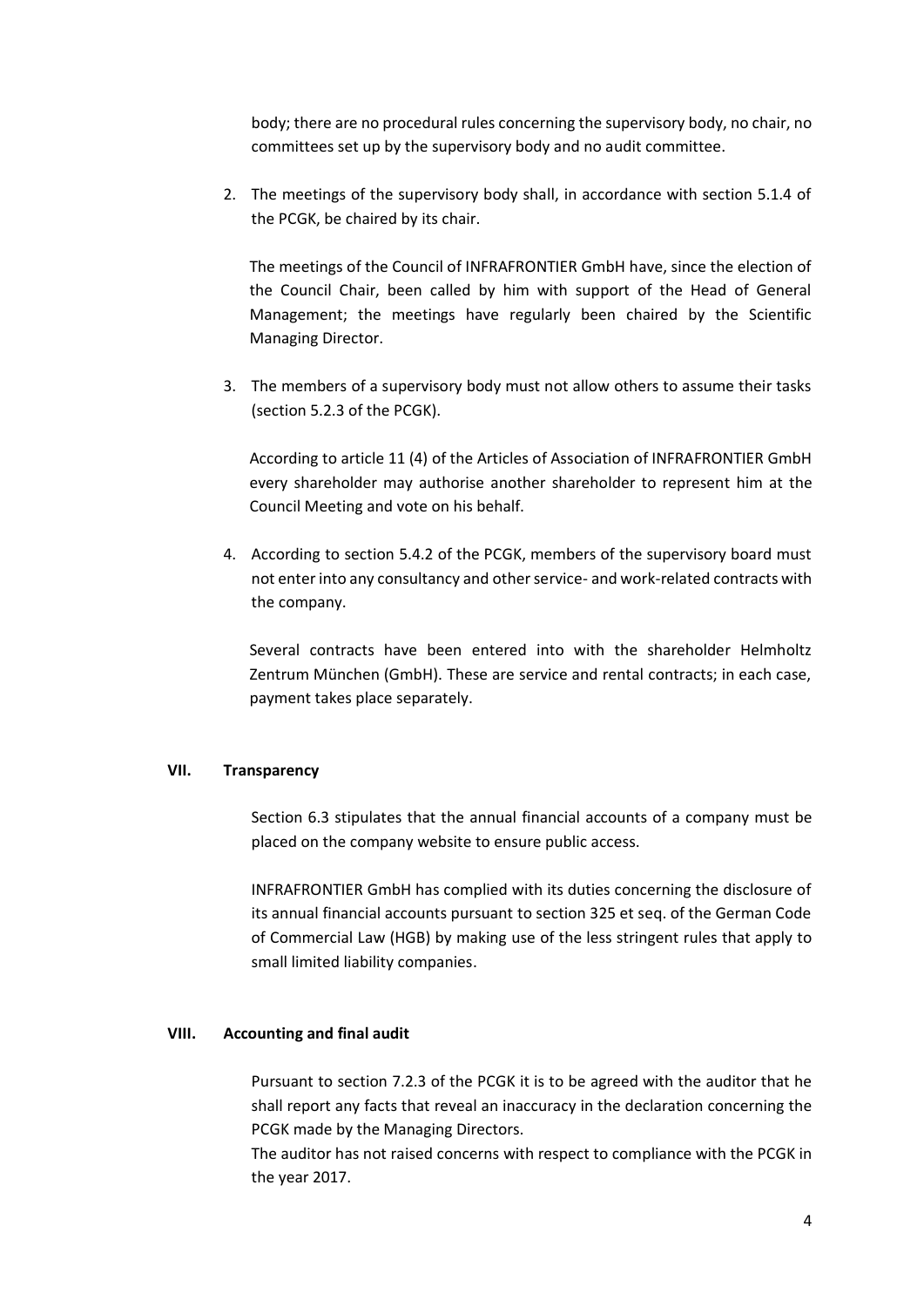body; there are no procedural rules concerning the supervisory body, no chair, no committees set up by the supervisory body and no audit committee.

2. The meetings of the supervisory body shall, in accordance with section 5.1.4 of the PCGK, be chaired by its chair.

   The meetings of the Council of INFRAFRONTIER GmbH have, since the election of the Council Chair, been called by him with support of the Head of General Management; the meetings have regularly been chaired by the Scientific Managing Director.

3. The members of a supervisory body must not allow others to assume their tasks (section 5.2.3 of the PCGK).

   According to article 11 (4) of the Articles of Association of INFRAFRONTIER GmbH every shareholder may authorise another shareholder to represent him at the Council Meeting and vote on his behalf.

4. According to section 5.4.2 of the PCGK, members of the supervisory board must not enter into any consultancy and other service- and work-related contracts with the company.

   Several contracts have been entered into with the shareholder Helmholtz Zentrum München (GmbH). These are service and rental contracts; in each case, payment takes place separately.

## VII. Transparency

Section 6.3 stipulates that the annual financial accounts of a company must be placed on the company website to ensure public access.

INFRAFRONTIER GmbH has complied with its duties concerning the disclosure of its annual financial accounts pursuant to section 325 et seq. of the German Code of Commercial Law (HGB) by making use of the less stringent rules that apply to small limited liability companies.

## VIII. Accounting and final audit

Pursuant to section 7.2.3 of the PCGK it is to be agreed with the auditor that he shall report any facts that reveal an inaccuracy in the declaration concerning the PCGK made by the Managing Directors.

The auditor has not raised concerns with respect to compliance with the PCGK in the year 2017.